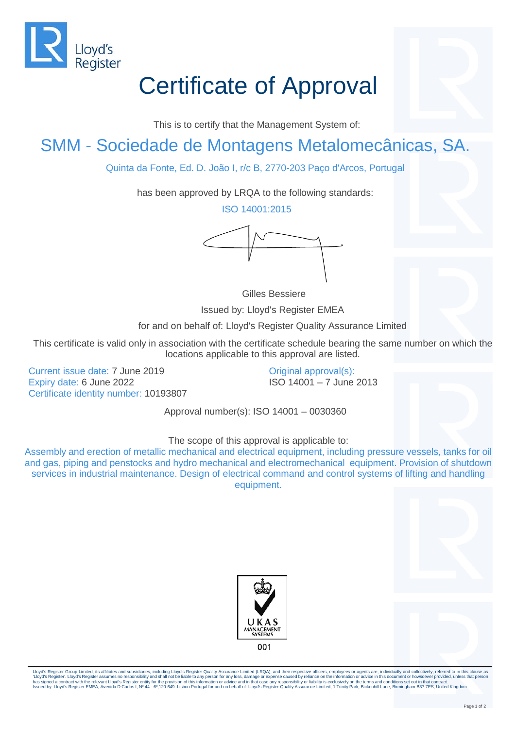# Certificate of Approval

This is to certify that the Management System of:

## SMM - Sociedade de Montagens Metalomecânicas, SA.

Quinta da Fonte, Ed. D. João I, r/c B, 2770-203 Paço d'Arcos, Portugal

has been approved by LRQA to the following standards:

ISO 14001:2015

Gilles Bessiere

Issued by: Lloyd's Register EMEA

for and on behalf of: Lloyd's Register Quality Assurance Limited

This certificate is valid only in association with the certificate schedule bearing the same number on which the locations applicable to this approval are listed.

Current issue date: 7 June 2019
Expiry date: 6 June 2022
Certificate identity number: 10193807

Original approval(s):
ISO 14001 – 7 June 2013

Approval number(s): ISO 14001 – 0030360

The scope of this approval is applicable to:

Assembly and erection of metallic mechanical and electrical equipment, including pressure vessels, tanks for oil and gas, piping and penstocks and hydro mechanical and electromechanical equipment. Provision of shutdown services in industrial maintenance. Design of electrical command and control systems of lifting and handling equipment.

UKAS MANAGEMENT SYSTEMS
001

Lloyd's Register Group Limited, its affiliates and subsidiaries, including Lloyd's Register Quality Assurance Limited (LRQA), and their respective officers, employees or agents are, individually and collectively, referred to in this clause as 'Lloyd's Register'. Lloyd's Register assumes no responsibility and shall not be liable to any person for any loss, damage or expense caused by reliance on the information or advice in this document or howsoever provided, unless that person has signed a contract with the relevant Lloyd's Register entity for the provision of this information or advice and in that case any responsibility or liability is exclusively on the terms and conditions set out in that contract.
Issued by: Lloyd's Register EMEA, Avenida D Carlos I, Nº 44 - 6º,120-649 Lisbon Portugal for and on behalf of: Lloyd's Register Quality Assurance Limited, 1 Trinity Park, Bickenhill Lane, Birmingham B37 7ES, United Kingdom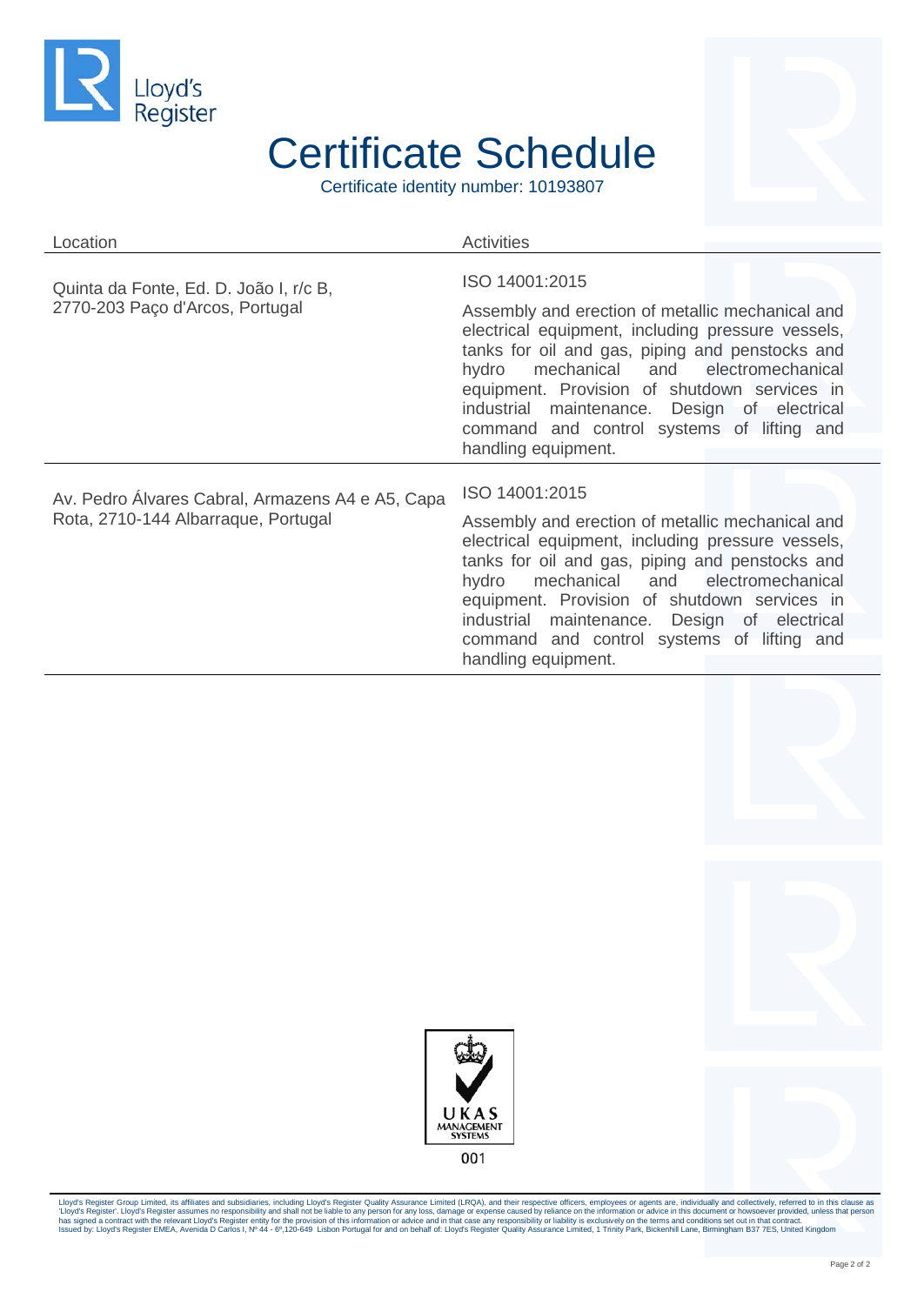# Certificate Schedule

Certificate identity number: 10193807

| Location | Activities |
| --- | --- |
| Quinta da Fonte, Ed. D. João I, r/c B, 2770-203 Paço d'Arcos, Portugal | ISO 14001:2015<br><br>Assembly and erection of metallic mechanical and electrical equipment, including pressure vessels, tanks for oil and gas, piping and penstocks and hydro mechanical and electromechanical equipment. Provision of shutdown services in industrial maintenance. Design of electrical command and control systems of lifting and handling equipment. |
| Av. Pedro Álvares Cabral, Armazens A4 e A5, Capa Rota, 2710-144 Albarraque, Portugal | ISO 14001:2015<br><br>Assembly and erection of metallic mechanical and electrical equipment, including pressure vessels, tanks for oil and gas, piping and penstocks and hydro mechanical and electromechanical equipment. Provision of shutdown services in industrial maintenance. Design of electrical command and control systems of lifting and handling equipment. |

UKAS MANAGEMENT SYSTEMS

001

Lloyd's Register Group Limited, its affiliates and subsidiaries, including Lloyd's Register Quality Assurance Limited (LRQA), and their respective officers, employees or agents are, individually and collectively, referred to in this clause as 'Lloyd's Register'. Lloyd's Register assumes no responsibility and shall not be liable to any person for any loss, damage or expense caused by reliance on the information or advice in this document or howsoever provided, unless that person has signed a contract with the relevant Lloyd's Register entity for the provision of this information or advice and in that case any responsibility or liability is exclusively on the terms and conditions set out in that contract.
Issued by: Lloyd's Register EMEA, Avenida D Carlos I, Nº 44 - 6º,120-649 Lisbon Portugal for and on behalf of: Lloyd's Register Quality Assurance Limited, 1 Trinity Park, Bickenhill Lane, Birmingham B37 7ES, United Kingdom